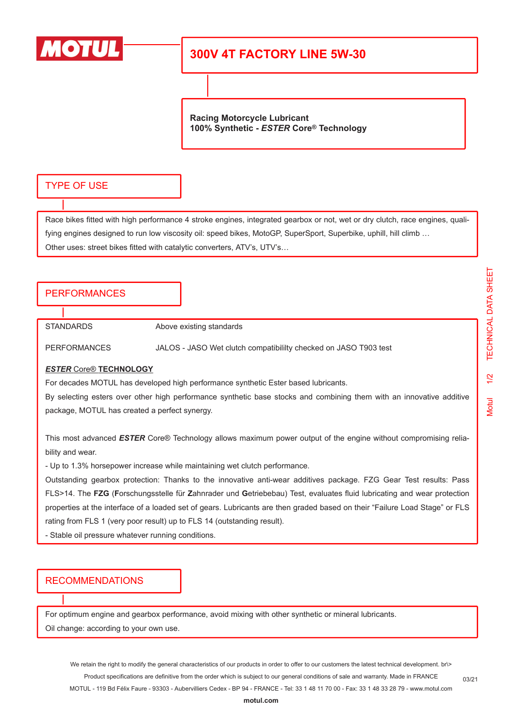MOTUL

# 300V 4T FACTORY LINE 5W-30

**Racing Motorcycle Lubricant**
**100% Synthetic - *ESTER* Core® Technology**

## TYPE OF USE

Race bikes fitted with high performance 4 stroke engines, integrated gearbox or not, wet or dry clutch, race engines, qualifying engines designed to run low viscosity oil: speed bikes, MotoGP, SuperSport, Superbike, uphill, hill climb …
Other uses: street bikes fitted with catalytic converters, ATV's, UTV's…

## PERFORMANCES

| | |
|---|---|
| STANDARDS | Above existing standards |
| PERFORMANCES | JALOS - JASO Wet clutch compatibililty checked on JASO T903 test |

***ESTER* Core® TECHNOLOGY**

For decades MOTUL has developed high performance synthetic Ester based lubricants.
By selecting esters over other high performance synthetic base stocks and combining them with an innovative additive package, MOTUL has created a perfect synergy.

This most advanced ***ESTER*** Core® Technology allows maximum power output of the engine without compromising reliability and wear.
- Up to 1.3% horsepower increase while maintaining wet clutch performance.
Outstanding gearbox protection: Thanks to the innovative anti-wear additives package. FZG Gear Test results: Pass FLS>14. The **FZG** (**F**orschungsstelle für **Z**ahnrader und **G**etriebebau) Test, evaluates fluid lubricating and wear protection properties at the interface of a loaded set of gears. Lubricants are then graded based on their "Failure Load Stage" or FLS rating from FLS 1 (very poor result) up to FLS 14 (outstanding result).
- Stable oil pressure whatever running conditions.

## RECOMMENDATIONS

For optimum engine and gearbox performance, avoid mixing with other synthetic or mineral lubricants.
Oil change: according to your own use.

We retain the right to modify the general characteristics of our products in order to offer to our customers the latest technical development. br\>
Product specifications are definitive from the order which is subject to our general conditions of sale and warranty. Made in FRANCE
MOTUL - 119 Bd Félix Faure - 93303 - Aubervilliers Cedex - BP 94 - FRANCE - Tel: 33 1 48 11 70 00 - Fax: 33 1 48 33 28 79 - www.motul.com
motul.com

03/21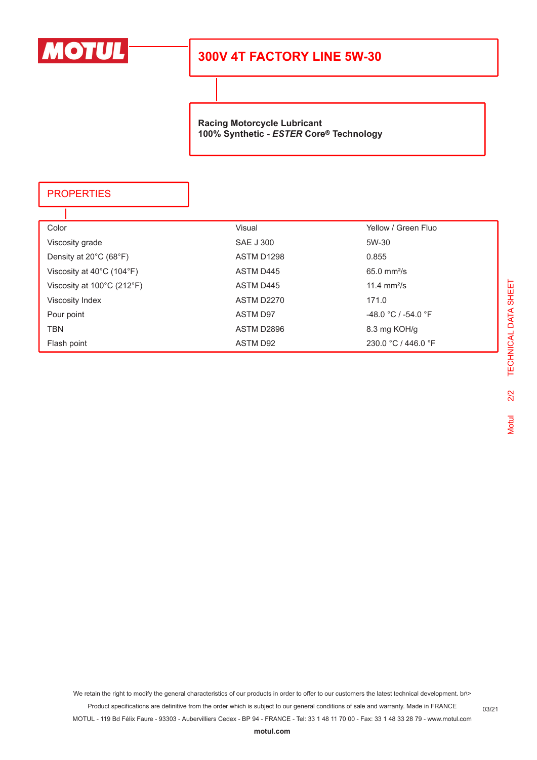# 300V 4T FACTORY LINE 5W-30

**Racing Motorcycle Lubricant**
**100% Synthetic - *ESTER* Core® Technology**

## PROPERTIES

| | | |
|---|---|---|
| Color | Visual | Yellow / Green Fluo |
| Viscosity grade | SAE J 300 | 5W-30 |
| Density at 20°C (68°F) | ASTM D1298 | 0.855 |
| Viscosity at 40°C (104°F) | ASTM D445 | 65.0 mm²/s |
| Viscosity at 100°C (212°F) | ASTM D445 | 11.4 mm²/s |
| Viscosity Index | ASTM D2270 | 171.0 |
| Pour point | ASTM D97 | -48.0 °C / -54.0 °F |
| TBN | ASTM D2896 | 8.3 mg KOH/g |
| Flash point | ASTM D92 | 230.0 °C / 446.0 °F |

We retain the right to modify the general characteristics of our products in order to offer to our customers the latest technical development. br\>
Product specifications are definitive from the order which is subject to our general conditions of sale and warranty. Made in FRANCE
MOTUL - 119 Bd Félix Faure - 93303 - Aubervilliers Cedex - BP 94 - FRANCE - Tel: 33 1 48 11 70 00 - Fax: 33 1 48 33 28 79 - www.motul.com

03/21

**motul.com**